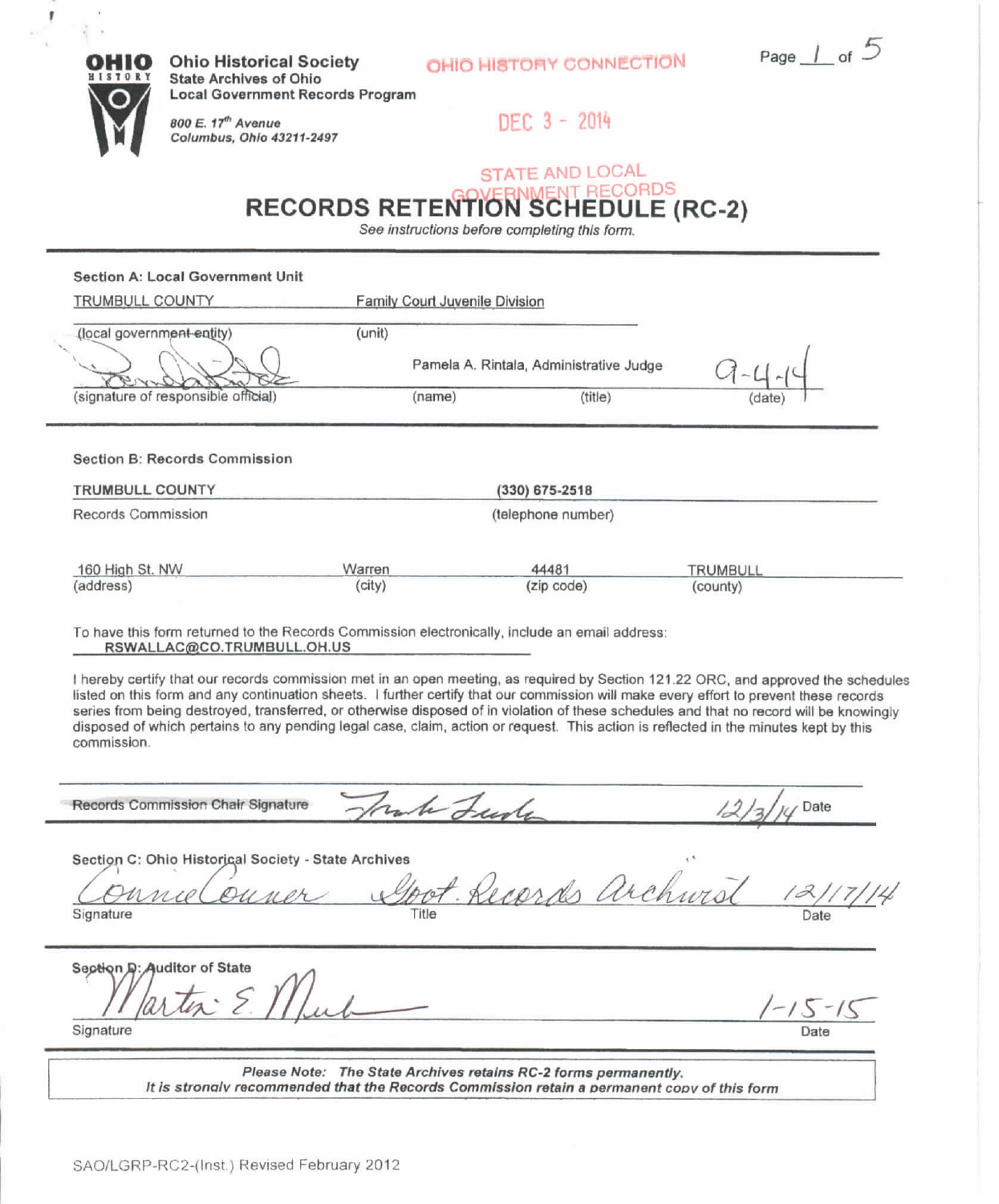**Ohio Historical Society**
**State Archives of Ohio**
**Local Government Records Program**

*800 E. 17th Avenue*
*Columbus, Ohio 43211-2497*

OHIO HISTORY CONNECTION

DEC 3 - 2014

STATE AND LOCAL GOVERNMENT RECORDS

# RECORDS RETENTION SCHEDULE (RC-2)

*See instructions before completing this form.*

---

**Section A: Local Government Unit**

| TRUMBULL COUNTY | Family Court Juvenile Division | | |
|---|---|---|---|
| (local government entity) | (unit) | | |
| [signature] | Pamela A. Rintala, Administrative Judge | | 9-4-14 |
| (signature of responsible official) | (name) | (title) | (date) |

---

**Section B: Records Commission**

| TRUMBULL COUNTY | (330) 675-2518 | | |
|---|---|---|---|
| Records Commission | (telephone number) | | |
| 160 High St. NW | Warren | 44481 | TRUMBULL |
| (address) | (city) | (zip code) | (county) |

To have this form returned to the Records Commission electronically, include an email address:
**RSWALLAC@CO.TRUMBULL.OH.US**

I hereby certify that our records commission met in an open meeting, as required by Section 121.22 ORC, and approved the schedules listed on this form and any continuation sheets. I further certify that our commission will make every effort to prevent these records series from being destroyed, transferred, or otherwise disposed of in violation of these schedules and that no record will be knowingly disposed of which pertains to any pending legal case, claim, action or request. This action is reflected in the minutes kept by this commission.

Records Commission Chair Signature: [signature] Date: 12/3/14

---

**Section C: Ohio Historical Society - State Archives**

| Connie Conner | Govt. Records Archivist | 12/17/14 |
|---|---|---|
| Signature | Title | Date |

---

**Section D: Auditor of State**

| Martin E. Mueller | 1-15-15 |
|---|---|
| Signature | Date |

---

***Please Note: The State Archives retains RC-2 forms permanently.***
***It is strongly recommended that the Records Commission retain a permanent copy of this form***

SAO/LGRP-RC2-(Inst.) Revised February 2012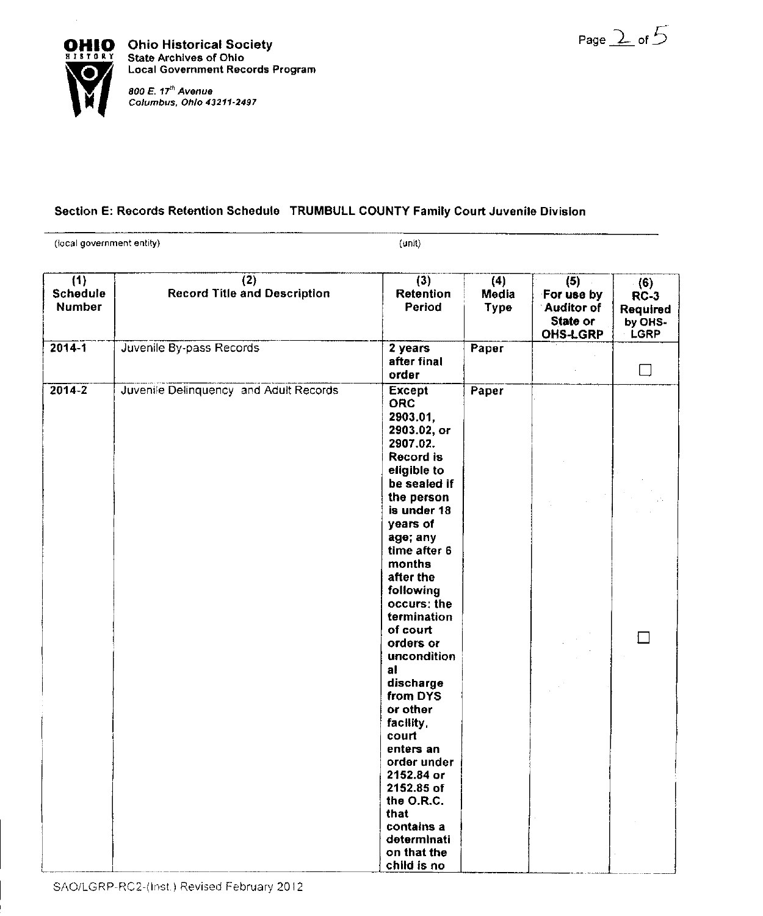Ohio Historical Society
State Archives of Ohio
Local Government Records Program

*800 E. 17th Avenue*
*Columbus, Ohio 43211-2497*

### Section E: Records Retention Schedule TRUMBULL COUNTY Family Court Juvenile Division

(local government entity) (unit)

| (1) Schedule Number | (2) Record Title and Description | (3) Retention Period | (4) Media Type | (5) For use by Auditor of State or OHS-LGRP | (6) RC-3 Required by OHS-LGRP |
|---|---|---|---|---|---|
| 2014-1 | Juvenile By-pass Records | 2 years after final order | Paper | | ☐ |
| 2014-2 | Juvenile Delinquency and Adult Records | Except ORC 2903.01, 2903.02, or 2907.02. Record is eligible to be sealed if the person is under 18 years of age; any time after 6 months after the following occurs: the termination of court orders or unconditional discharge from DYS or other facility, court enters an order under 2152.84 or 2152.85 of the O.R.C. that contains a determination that the child is no | Paper | | ☐ |

SAO/LGRP-RC2-(Inst.) Revised February 2012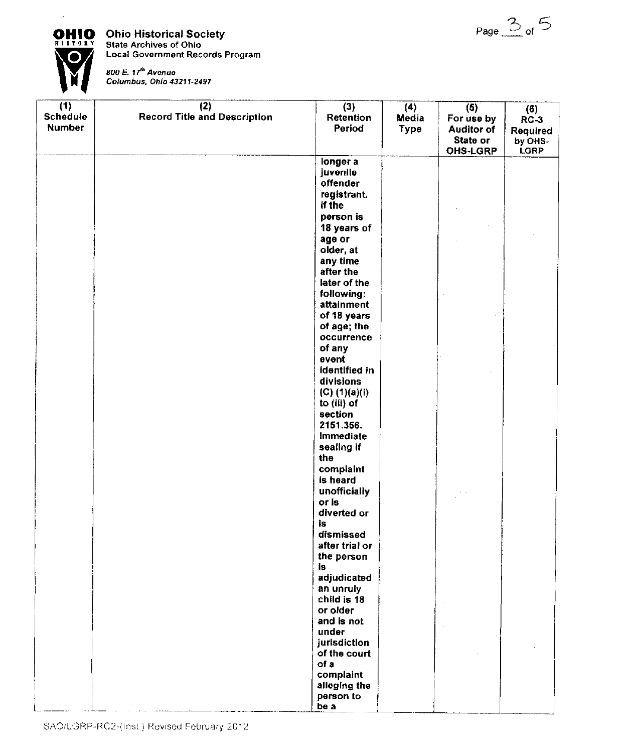# Ohio Historical Society

State Archives of Ohio
Local Government Records Program

*800 E. 17th Avenue*
*Columbus, Ohio 43211-2497*

| (1) Schedule Number | (2) Record Title and Description | (3) Retention Period | (4) Media Type | (5) For use by Auditor of State or OHS-LGRP | (6) RC-3 Required by OHS-LGRP |
|---|---|---|---|---|---|
| | | longer a juvenile offender registrant. If the person is 18 years of age or older, at any time after the later of the following: attainment of 18 years of age; the occurrence of any event identified in divisions (C) (1)(a)(i) to (iii) of section 2151.356. Immediate sealing if the complaint is heard unofficially or is diverted or is dismissed after trial or the person is adjudicated an unruly child is 18 or older and is not under jurisdiction of the court of a complaint alleging the person to be a | | | |

SAO/LGRP-RC2-(Inst.) Revised February 2012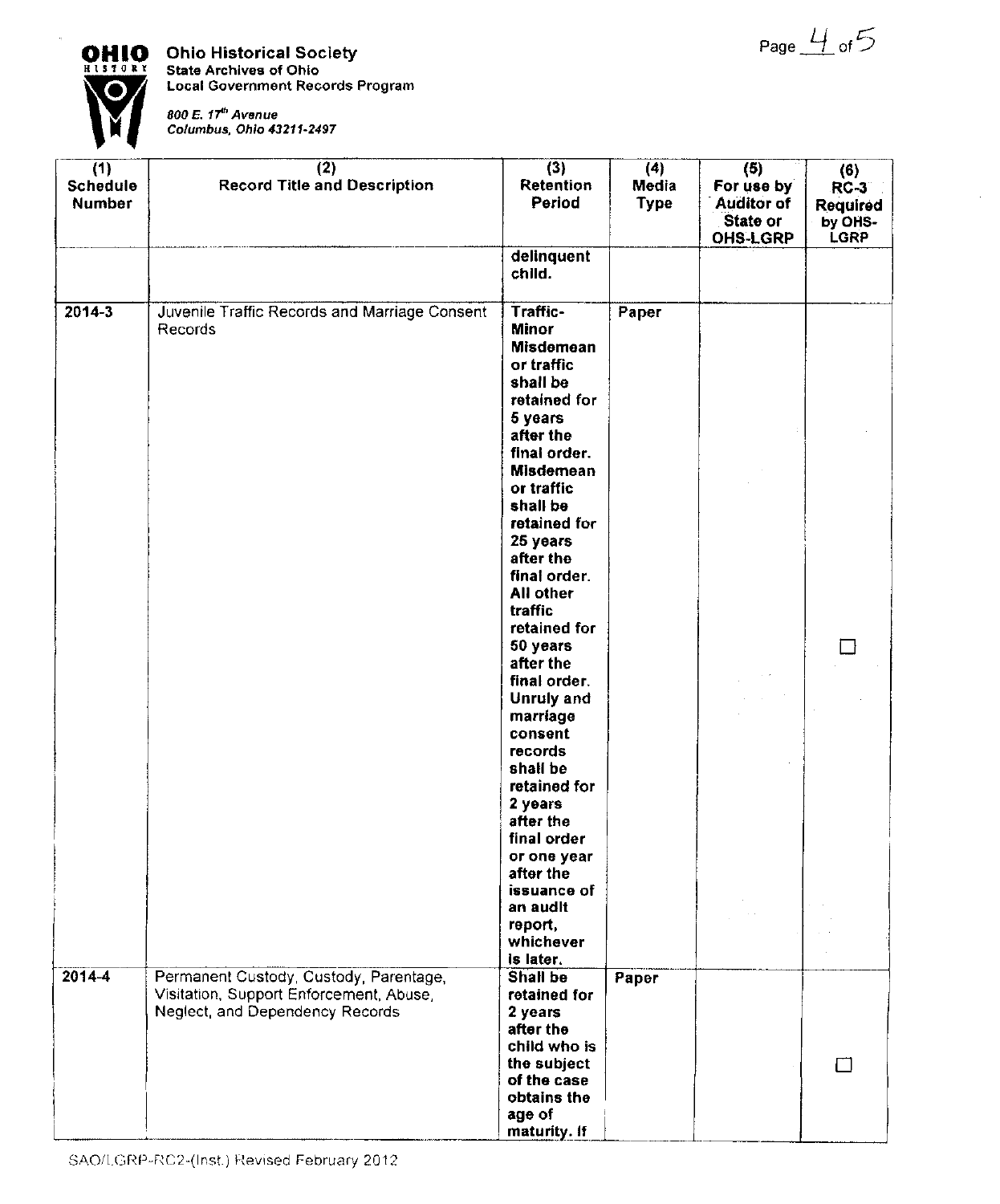**Ohio Historical Society**
**State Archives of Ohio**
**Local Government Records Program**

*800 E. 17th Avenue*
*Columbus, Ohio 43211-2497*

| (1) Schedule Number | (2) Record Title and Description | (3) Retention Period | (4) Media Type | (5) For use by Auditor of State or OHS-LGRP | (6) RC-3 Required by OHS-LGRP |
|---|---|---|---|---|---|
| | | delinquent child. | | | |
| 2014-3 | Juvenile Traffic Records and Marriage Consent Records | Traffic- Minor Misdemeanor traffic shall be retained for 5 years after the final order. Misdemeanor traffic shall be retained for 25 years after the final order. All other traffic retained for 50 years after the final order. Unruly and marriage consent records shall be retained for 2 years after the final order or one year after the issuance of an audit report, whichever is later. | Paper | | ☐ |
| 2014-4 | Permanent Custody, Custody, Parentage, Visitation, Support Enforcement, Abuse, Neglect, and Dependency Records | Shall be retained for 2 years after the child who is the subject of the case obtains the age of maturity. If | Paper | | ☐ |

SAO/LGRP-RC2-(Inst.) Revised February 2012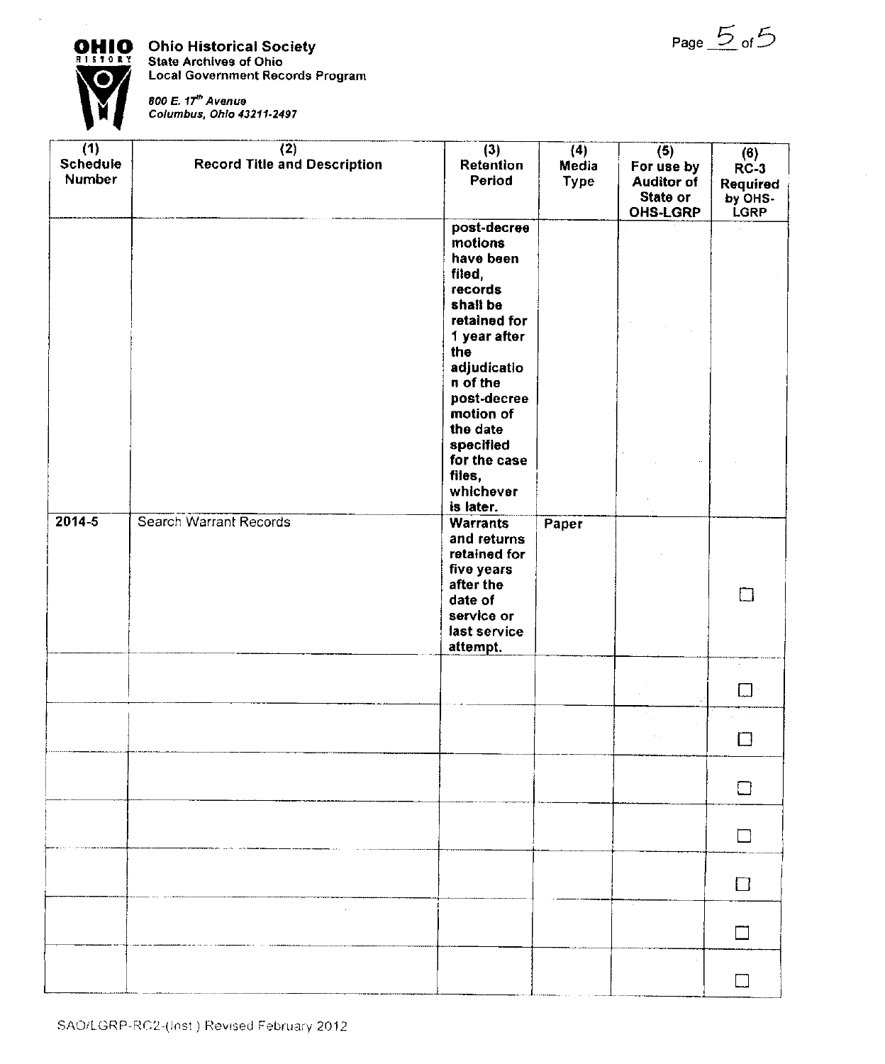**Ohio Historical Society**
State Archives of Ohio
Local Government Records Program

*800 E. 17th Avenue*
*Columbus, Ohio 43211-2497*

| (1) Schedule Number | (2) Record Title and Description | (3) Retention Period | (4) Media Type | (5) For use by Auditor of State or OHS-LGRP | (6) RC-3 Required by OHS-LGRP |
|---|---|---|---|---|---|
| | | **post-decree motions have been filed, records shall be retained for 1 year after the adjudication of the post-decree motion of the date specified for the case files, whichever is later.** | | | |
| 2014-5 | Search Warrant Records | **Warrants and returns retained for five years after the date of service or last service attempt.** | Paper | | ☐ |
| | | | | | ☐ |
| | | | | | ☐ |
| | | | | | ☐ |
| | | | | | ☐ |
| | | | | | ☐ |
| | | | | | ☐ |
| | | | | | ☐ |

SAO/LGRP-RC2-(Inst.) Revised February 2012